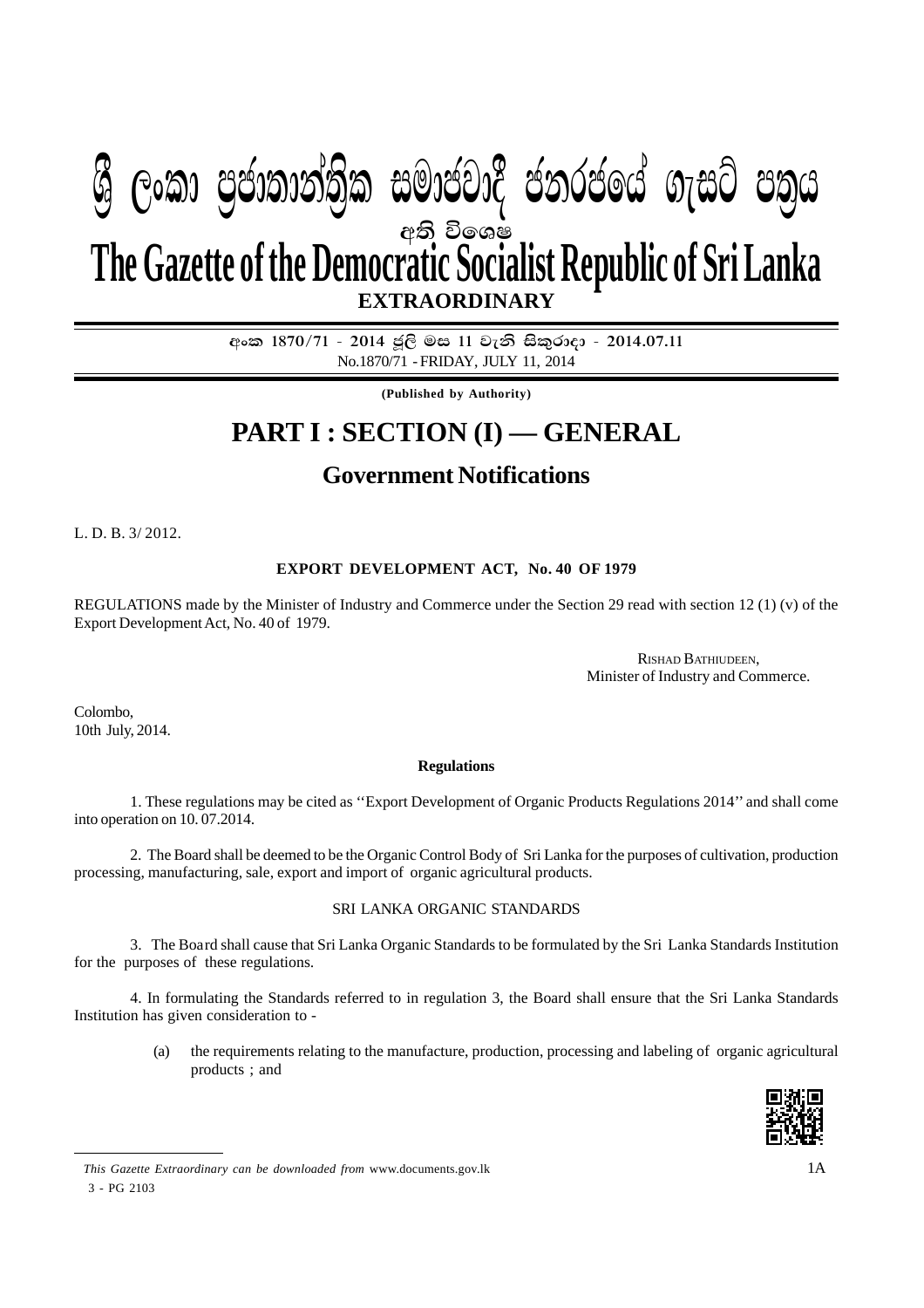# ශ්‍රී ලංකා ප්‍රජාතාන්ත්‍රික සමාජවාදී ජනරජයේ ගැසට් පත්‍රය

අති විශෙෂ

# The Gazette of the Democratic Socialist Republic of Sri Lanka

**EXTRAORDINARY**

අංක 1870/71 - 2014 ජූලි මස 11 වැනි සිකුරාදා - 2014.07.11

No.1870/71 - FRIDAY, JULY 11, 2014

**(Published by Authority)**

# PART I : SECTION (I) — GENERAL

## Government Notifications

L. D. B. 3/ 2012.

**EXPORT DEVELOPMENT ACT, No. 40 OF 1979**

REGULATIONS made by the Minister of Industry and Commerce under the Section 29 read with section 12 (1) (v) of the Export Development Act, No. 40 of 1979.

RISHAD BATHIUDEEN,
Minister of Industry and Commerce.

Colombo,
10th July, 2014.

**Regulations**

1. These regulations may be cited as ''Export Development of Organic Products Regulations 2014'' and shall come into operation on 10. 07.2014.

2. The Board shall be deemed to be the Organic Control Body of Sri Lanka for the purposes of cultivation, production processing, manufacturing, sale, export and import of organic agricultural products.

SRI LANKA ORGANIC STANDARDS

3. The Board shall cause that Sri Lanka Organic Standards to be formulated by the Sri Lanka Standards Institution for the purposes of these regulations.

4. In formulating the Standards referred to in regulation 3, the Board shall ensure that the Sri Lanka Standards Institution has given consideration to -

(a) the requirements relating to the manufacture, production, processing and labeling of organic agricultural products ; and

*This Gazette Extraordinary can be downloaded from* www.documents.gov.lk

3 - PG 2103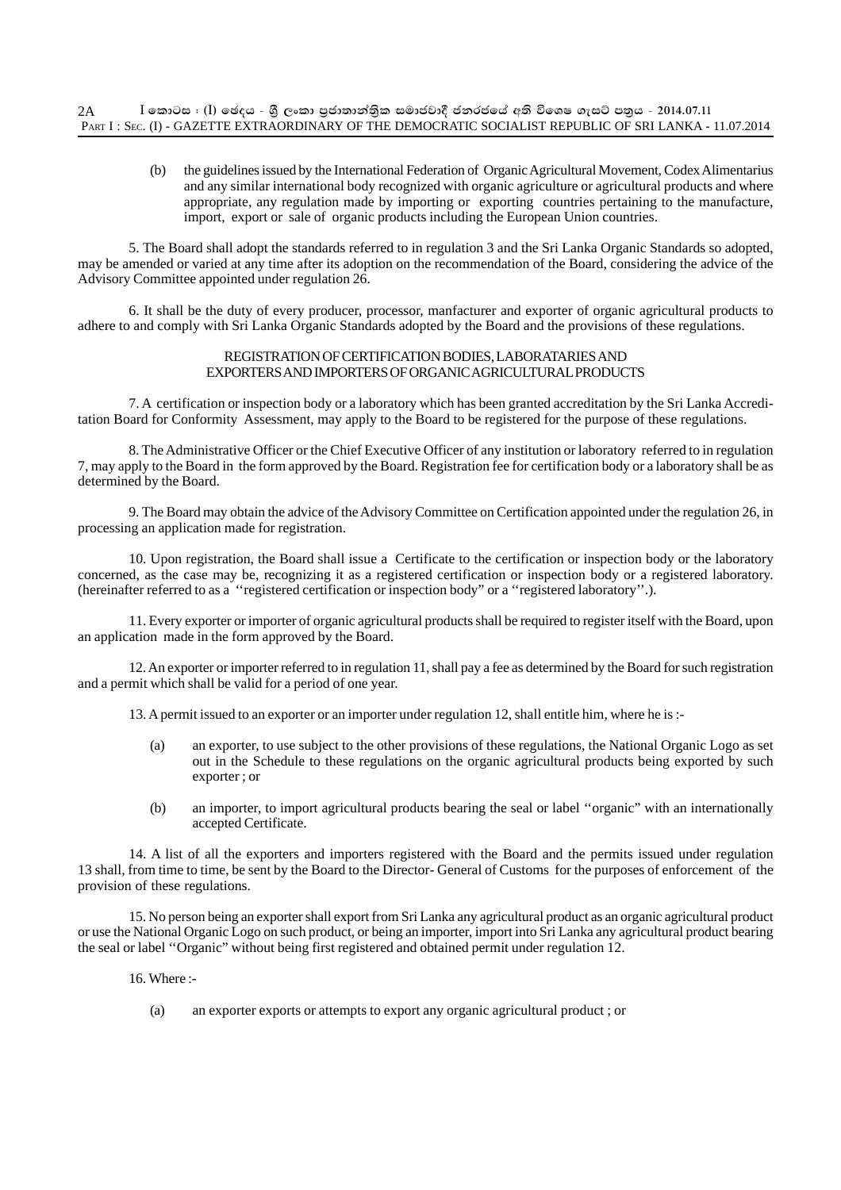(b) the guidelines issued by the International Federation of Organic Agricultural Movement, Codex Alimentarius and any similar international body recognized with organic agriculture or agricultural products and where appropriate, any regulation made by importing or exporting countries pertaining to the manufacture, import, export or sale of organic products including the European Union countries.

5. The Board shall adopt the standards referred to in regulation 3 and the Sri Lanka Organic Standards so adopted, may be amended or varied at any time after its adoption on the recommendation of the Board, considering the advice of the Advisory Committee appointed under regulation 26.

6. It shall be the duty of every producer, processor, manfacturer and exporter of organic agricultural products to adhere to and comply with Sri Lanka Organic Standards adopted by the Board and the provisions of these regulations.

## REGISTRATION OF CERTIFICATION BODIES, LABORATARIES AND EXPORTERS AND IMPORTERS OF ORGANIC AGRICULTURAL PRODUCTS

7. A certification or inspection body or a laboratory which has been granted accreditation by the Sri Lanka Accreditation Board for Conformity Assessment, may apply to the Board to be registered for the purpose of these regulations.

8. The Administrative Officer or the Chief Executive Officer of any institution or laboratory referred to in regulation 7, may apply to the Board in the form approved by the Board. Registration fee for certification body or a laboratory shall be as determined by the Board.

9. The Board may obtain the advice of the Advisory Committee on Certification appointed under the regulation 26, in processing an application made for registration.

10. Upon registration, the Board shall issue a Certificate to the certification or inspection body or the laboratory concerned, as the case may be, recognizing it as a registered certification or inspection body or a registered laboratory. (hereinafter referred to as a ''registered certification or inspection body" or a ''registered laboratory''.).

11. Every exporter or importer of organic agricultural products shall be required to register itself with the Board, upon an application made in the form approved by the Board.

12. An exporter or importer referred to in regulation 11, shall pay a fee as determined by the Board for such registration and a permit which shall be valid for a period of one year.

13. A permit issued to an exporter or an importer under regulation 12, shall entitle him, where he is :-

(a) an exporter, to use subject to the other provisions of these regulations, the National Organic Logo as set out in the Schedule to these regulations on the organic agricultural products being exported by such exporter ; or

(b) an importer, to import agricultural products bearing the seal or label ''organic" with an internationally accepted Certificate.

14. A list of all the exporters and importers registered with the Board and the permits issued under regulation 13 shall, from time to time, be sent by the Board to the Director- General of Customs for the purposes of enforcement of the provision of these regulations.

15. No person being an exporter shall export from Sri Lanka any agricultural product as an organic agricultural product or use the National Organic Logo on such product, or being an importer, import into Sri Lanka any agricultural product bearing the seal or label ''Organic" without being first registered and obtained permit under regulation 12.

16. Where :-

(a) an exporter exports or attempts to export any organic agricultural product ; or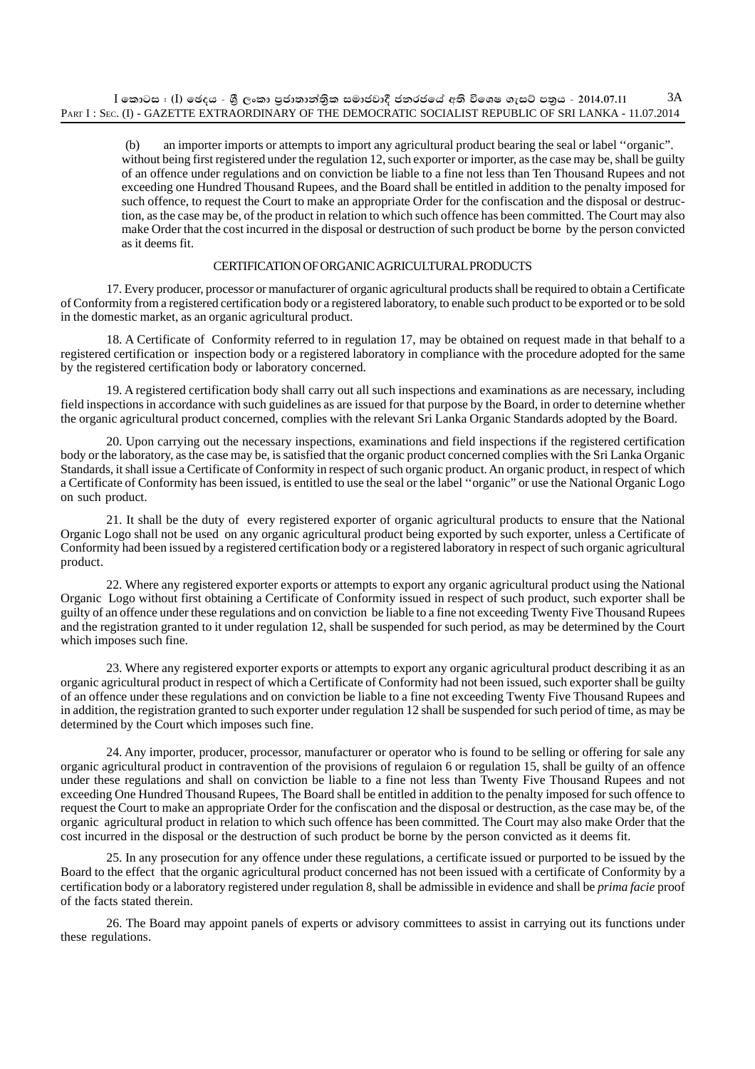(b) an importer imports or attempts to import any agricultural product bearing the seal or label ''organic''. without being first registered under the regulation 12, such exporter or importer, as the case may be, shall be guilty of an offence under regulations and on conviction be liable to a fine not less than Ten Thousand Rupees and not exceeding one Hundred Thousand Rupees, and the Board shall be entitled in addition to the penalty imposed for such offence, to request the Court to make an appropriate Order for the confiscation and the disposal or destruction, as the case may be, of the product in relation to which such offence has been committed. The Court may also make Order that the cost incurred in the disposal or destruction of such product be borne by the person convicted as it deems fit.

## CERTIFICATION OF ORGANIC AGRICULTURAL PRODUCTS

17. Every producer, processor or manufacturer of organic agricultural products shall be required to obtain a Certificate of Conformity from a registered certification body or a registered laboratory, to enable such product to be exported or to be sold in the domestic market, as an organic agricultural product.

18. A Certificate of Conformity referred to in regulation 17, may be obtained on request made in that behalf to a registered certification or inspection body or a registered laboratory in compliance with the procedure adopted for the same by the registered certification body or laboratory concerned.

19. A registered certification body shall carry out all such inspections and examinations as are necessary, including field inspections in accordance with such guidelines as are issued for that purpose by the Board, in order to deternine whether the organic agricultural product concerned, complies with the relevant Sri Lanka Organic Standards adopted by the Board.

20. Upon carrying out the necessary inspections, examinations and field inspections if the registered certification body or the laboratory, as the case may be, is satisfied that the organic product concerned complies with the Sri Lanka Organic Standards, it shall issue a Certificate of Conformity in respect of such organic product. An organic product, in respect of which a Certificate of Conformity has been issued, is entitled to use the seal or the label ''organic'' or use the National Organic Logo on such product.

21. It shall be the duty of every registered exporter of organic agricultural products to ensure that the National Organic Logo shall not be used on any organic agricultural product being exported by such exporter, unless a Certificate of Conformity had been issued by a registered certification body or a registered laboratory in respect of such organic agricultural product.

22. Where any registered exporter exports or attempts to export any organic agricultural product using the National Organic Logo without first obtaining a Certificate of Conformity issued in respect of such product, such exporter shall be guilty of an offence under these regulations and on conviction be liable to a fine not exceeding Twenty Five Thousand Rupees and the registration granted to it under regulation 12, shall be suspended for such period, as may be determined by the Court which imposes such fine.

23. Where any registered exporter exports or attempts to export any organic agricultural product describing it as an organic agricultural product in respect of which a Certificate of Conformity had not been issued, such exporter shall be guilty of an offence under these regulations and on conviction be liable to a fine not exceeding Twenty Five Thousand Rupees and in addition, the registration granted to such exporter under regulation 12 shall be suspended for such period of time, as may be determined by the Court which imposes such fine.

24. Any importer, producer, processor, manufacturer or operator who is found to be selling or offering for sale any organic agricultural product in contravention of the provisions of regulaion 6 or regulation 15, shall be guilty of an offence under these regulations and shall on conviction be liable to a fine not less than Twenty Five Thousand Rupees and not exceeding One Hundred Thousand Rupees, The Board shall be entitled in addition to the penalty imposed for such offence to request the Court to make an appropriate Order for the confiscation and the disposal or destruction, as the case may be, of the organic agricultural product in relation to which such offence has been committed. The Court may also make Order that the cost incurred in the disposal or the destruction of such product be borne by the person convicted as it deems fit.

25. In any prosecution for any offence under these regulations, a certificate issued or purported to be issued by the Board to the effect that the organic agricultural product concerned has not been issued with a certificate of Conformity by a certification body or a laboratory registered under regulation 8, shall be admissible in evidence and shall be *prima facie* proof of the facts stated therein.

26. The Board may appoint panels of experts or advisory committees to assist in carrying out its functions under these regulations.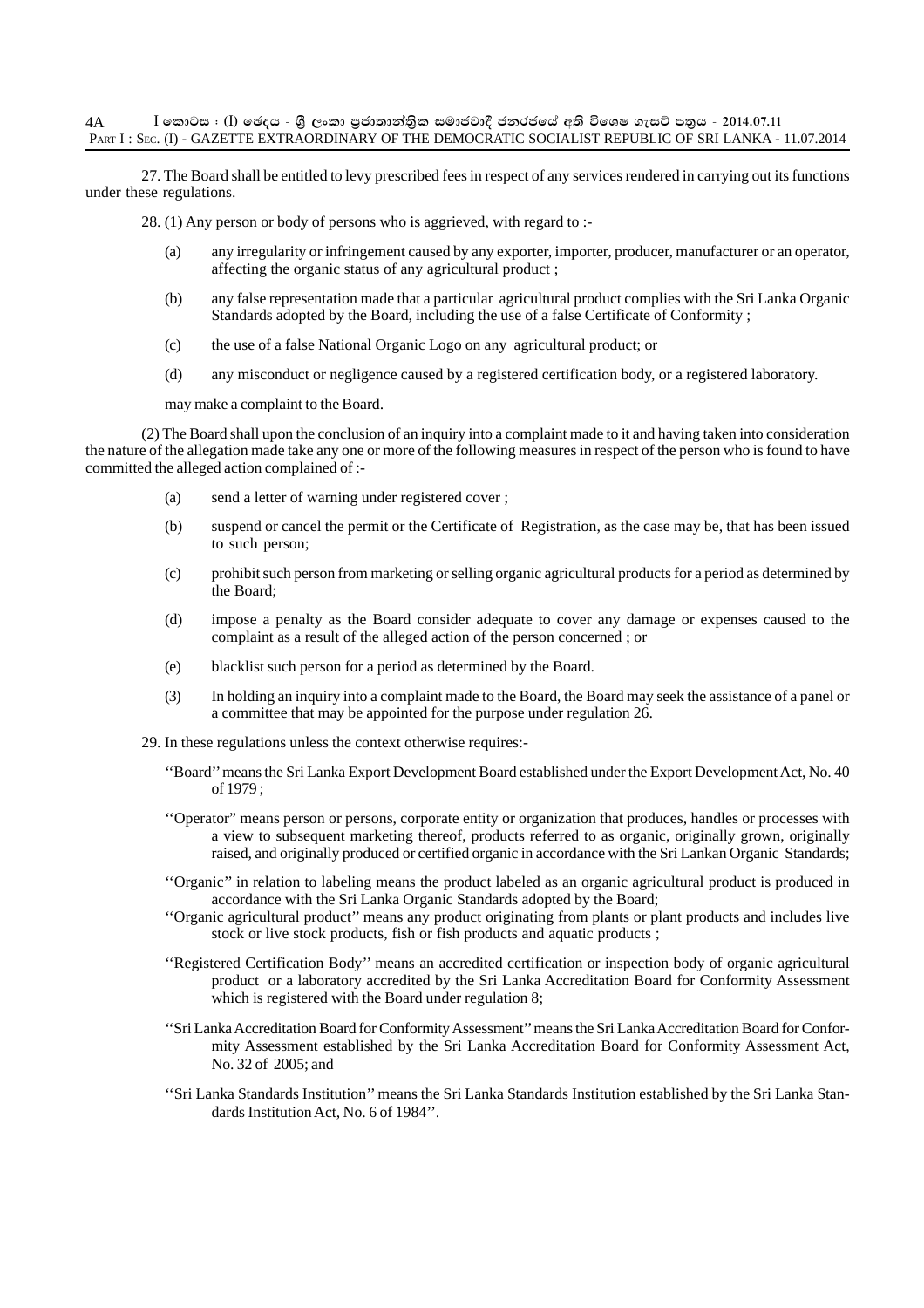27. The Board shall be entitled to levy prescribed fees in respect of any services rendered in carrying out its functions under these regulations.

28. (1) Any person or body of persons who is aggrieved, with regard to :-

(a) any irregularity or infringement caused by any exporter, importer, producer, manufacturer or an operator, affecting the organic status of any agricultural product ;

(b) any false representation made that a particular agricultural product complies with the Sri Lanka Organic Standards adopted by the Board, including the use of a false Certificate of Conformity ;

(c) the use of a false National Organic Logo on any agricultural product; or

(d) any misconduct or negligence caused by a registered certification body, or a registered laboratory.

may make a complaint to the Board.

(2) The Board shall upon the conclusion of an inquiry into a complaint made to it and having taken into consideration the nature of the allegation made take any one or more of the following measures in respect of the person who is found to have committed the alleged action complained of :-

(a) send a letter of warning under registered cover ;

(b) suspend or cancel the permit or the Certificate of Registration, as the case may be, that has been issued to such person;

(c) prohibit such person from marketing or selling organic agricultural products for a period as determined by the Board;

(d) impose a penalty as the Board consider adequate to cover any damage or expenses caused to the complaint as a result of the alleged action of the person concerned ; or

(e) blacklist such person for a period as determined by the Board.

(3) In holding an inquiry into a complaint made to the Board, the Board may seek the assistance of a panel or a committee that may be appointed for the purpose under regulation 26.

29. In these regulations unless the context otherwise requires:-

''Board'' means the Sri Lanka Export Development Board established under the Export Development Act, No. 40 of 1979 ;

''Operator" means person or persons, corporate entity or organization that produces, handles or processes with a view to subsequent marketing thereof, products referred to as organic, originally grown, originally raised, and originally produced or certified organic in accordance with the Sri Lankan Organic Standards;

''Organic'' in relation to labeling means the product labeled as an organic agricultural product is produced in accordance with the Sri Lanka Organic Standards adopted by the Board;

''Organic agricultural product'' means any product originating from plants or plant products and includes live stock or live stock products, fish or fish products and aquatic products ;

''Registered Certification Body'' means an accredited certification or inspection body of organic agricultural product or a laboratory accredited by the Sri Lanka Accreditation Board for Conformity Assessment which is registered with the Board under regulation 8;

''Sri Lanka Accreditation Board for Conformity Assessment'' means the Sri Lanka Accreditation Board for Conformity Assessment established by the Sri Lanka Accreditation Board for Conformity Assessment Act, No. 32 of 2005; and

''Sri Lanka Standards Institution'' means the Sri Lanka Standards Institution established by the Sri Lanka Standards Institution Act, No. 6 of 1984''.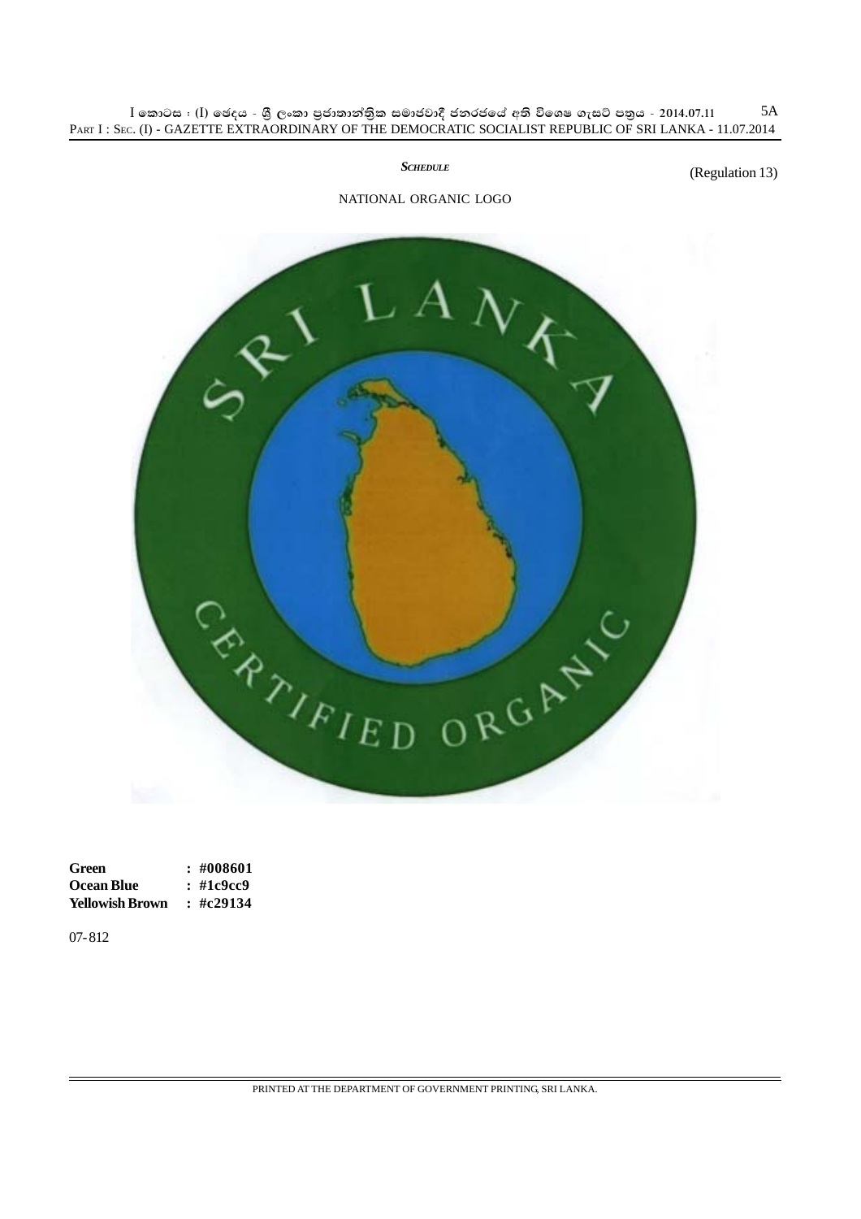*SCHEDULE*

(Regulation 13)

NATIONAL ORGANIC LOGO

SRI LANKA

CERTIFIED ORGANIC

| | | |
|---|---|---|
| **Green** | **:** | **#008601** |
| **Ocean Blue** | **:** | **#1c9cc9** |
| **Yellowish Brown** | **:** | **#c29134** |

07- 812

PRINTED AT THE DEPARTMENT OF GOVERNMENT PRINTING, SRI LANKA.